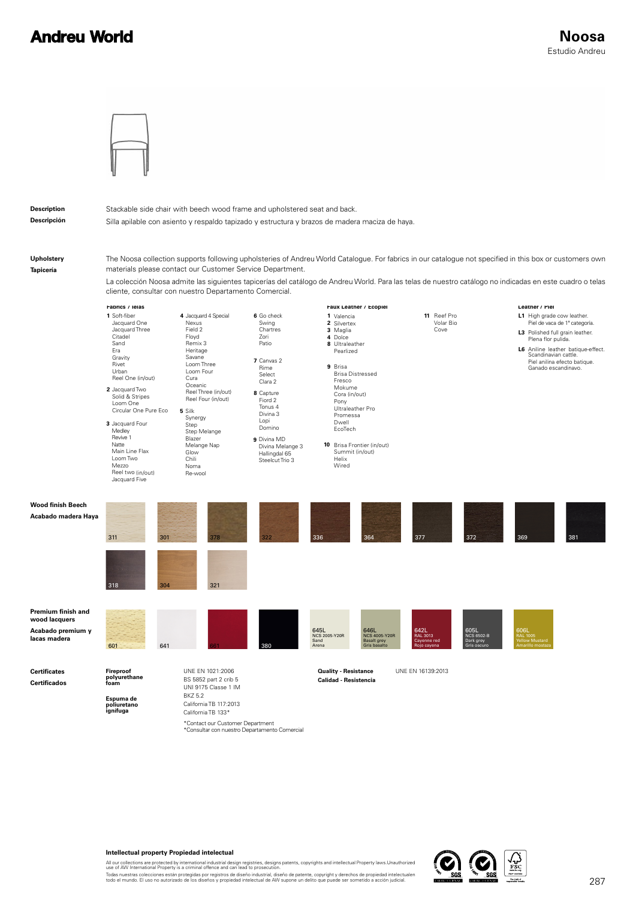# Andreu World

## Noosa

Estudio Andreu

**Description**
Stackable side chair with beech wood frame and upholstered seat and back.

**Descripción**
Silla apilable con asiento y respaldo tapizado y estructura y brazos de madera maciza de haya.

**Upholstery**
**Tapicería**

The Noosa collection supports following upholsteries of Andreu World Catalogue. For fabrics in our catalogue not specified in this box or customers own materials please contact our Customer Service Department.

La colección Noosa admite las siguientes tapicerías del catálogo de Andreu World. Para las telas de nuestro catálogo no indicadas en este cuadro o telas cliente, consultar con nuestro Departamento Comercial.

**Fabrics / Telas**

**1** Soft-fiber, Jacquard One, Jacquard Three, Citadel, Sand, Era, Gravity, Rivet, Urban, Reel One (in/out)

**2** Jacquard Two, Solid & Stripes, Loom One, Circular One Pure Eco

**3** Jacquard Four, Medley, Revive 1, Natte, Main Line Flax, Loom Two, Mezzo, Reel two (in/out), Jacquard Five

**4** Jacquard 4 Special, Nexus, Field 2, Floyd, Remix 3, Heritage, Savane, Loom Three, Loom Four, Cura, Oceanic, Reel Three (in/out), Reel Four (in/out)

**5** Silk, Synergy, Step, Step Melange, Blazer, Melange Nap, Glow, Chili, Noma, Re-wool

**6** Go check, Swing, Chartres, Zori, Patio

**7** Canvas 2, Rime, Select, Clara 2

**8** Capture, Fiord 2, Tonus 4, Divina 3, Lopi, Domino

**9** Divina MD, Divina Melange 3, Hallingdal 65, Steelcut Trio 3

**Faux Leather / Ecopiel**

**1** Valencia
**2** Silvertex
**3** Maglia
**4** Dolce
**8** Ultraleather, Pearlized

**9** Brisa, Brisa Distressed, Fresco, Mokume, Cora (in/out), Pony, Ultraleather Pro, Promessa, Dwell, EcoTech

**10** Brisa Frontier (in/out), Summit (in/out), Helix, Wired

**11** Reef Pro, Volar Bio, Cove

**Leather / Piel**

**L1** High grade cow leather. Piel de vaca de 1ª categoría.

**L3** Polished full grain leather. Plena flor pulida.

**L6** Aniline leather batique-effect. Scandinavian cattle. Piel anilina efecto batique. Ganado escandinavo.

**Wood finish Beech**
**Acabado madera Haya**

311, 301, 378, 322, 336, 364, 377, 372, 369, 381, 318, 304, 321

**Premium finish and wood lacquers**
**Acabado premium y lacas madera**

601, 641, 661, 380, 645L NCS 2005-Y20R Sand Arena, 646L NCS 4005-Y20R Basalt grey Gris basalto, 642L RAL 3013 Cayenne red Rojo cayena, 605L NCS 6502-B Dark grey Gris oscuro, 606L RAL 1005 Yellow Mustard Amarillo mostaza

**Certificates**
**Certificados**

**Fireproof polyurethane foam**
**Espuma de poliuretano ignífuga**

UNE EN 1021:2006
BS 5852 part 2 crib 5
UNI 9175 Classe 1 IM
BKZ 5.2
California TB 117:2013
California TB 133*

*Contact our Customer Department
*Consultar con nuestro Departamento Comercial

**Quality - Resistance**
**Calidad - Resistencia**

UNE EN 16139:2013

**Intellectual property Propiedad intelectual**

All our collections are protected by international industrial design registries, designs patents, copyrights and intellectual Property laws.Unauthorized use of AW International Property is a criminal offence and can lead to prosecution.
Todas nuestras colecciones están protegidas por registros de diseño industrial, diseño de patente, copyright y derechos de propiedad intelectualen todo el mundo. El uso no autorizado de los diseños y propiedad intelectual de AW supone un delito que puede ser sometido a acción judicial.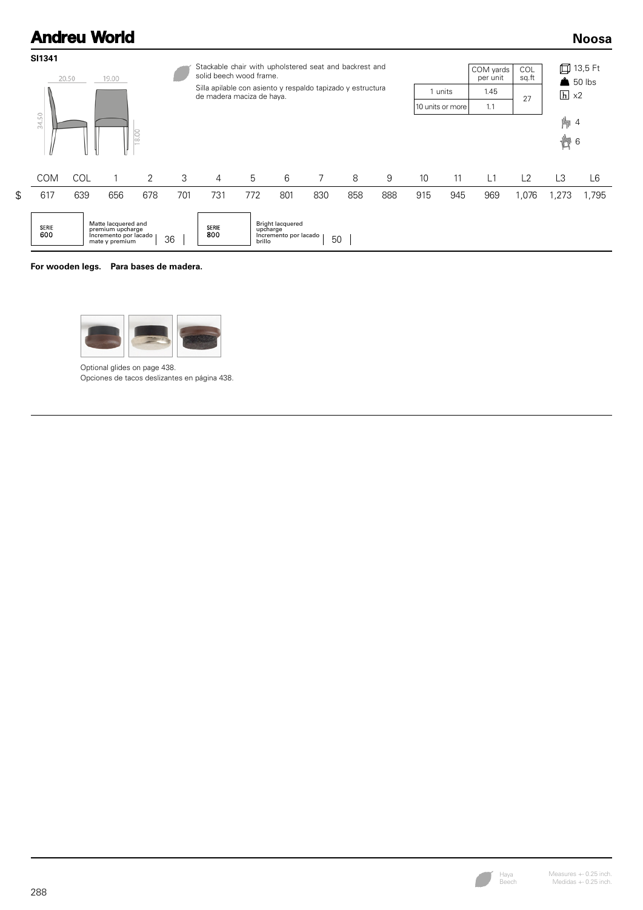## SI1341

20.50 19.00 34.50 18.00

Stackable chair with upholstered seat and backrest and solid beech wood frame.

Silla apilable con asiento y respaldo tapizado y estructura de madera maciza de haya.

| | COM yards per unit | COL sq.ft |
|---|---|---|
| 1 units | 1.45 | 27 |
| 10 units or more | 1.1 | |

13,5 Ft
50 lbs
x2
4
6

| | COM | COL | 1 | 2 | 3 | 4 | 5 | 6 | 7 | 8 | 9 | 10 | 11 | L1 | L2 | L3 | L6 |
|---|---|---|---|---|---|---|---|---|---|---|---|---|---|---|---|---|---|
| $ | 617 | 639 | 656 | 678 | 701 | 731 | 772 | 801 | 830 | 858 | 888 | 915 | 945 | 969 | 1,076 | 1,273 | 1,795 |

| | | | | | |
|---|---|---|---|---|---|
| SERIE 600 | Matte lacquered and premium upcharge / Incremento por lacado mate y premium | 36 | SERIE 800 | Bright lacquered upcharge / Incremento por lacado brillo | 50 |

**For wooden legs. Para bases de madera.**

Optional glides on page 438.
Opciones de tacos deslizantes en página 438.

Haya
Beech

Measures +- 0.25 inch.
Medidas +- 0.25 inch.